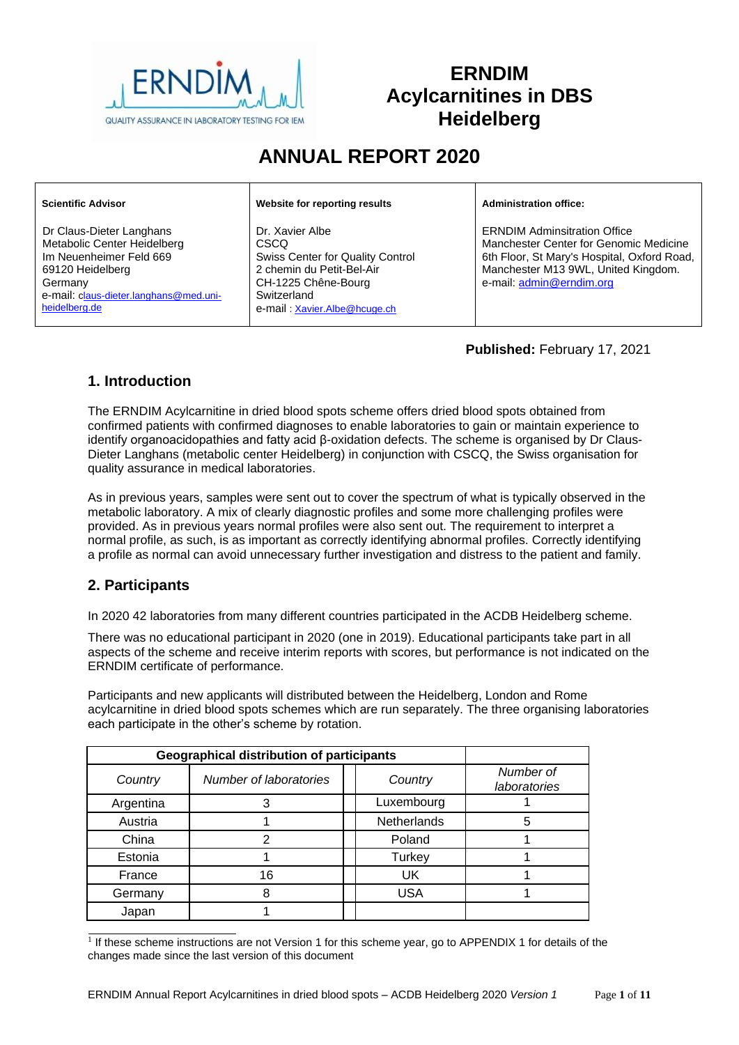# ERNDIM
# Acylcarnitines in DBS
# Heidelberg

# ANNUAL REPORT 2020

| **Scientific Advisor** | **Website for reporting results** | **Administration office:** |
|---|---|---|
| Dr Claus-Dieter Langhans<br>Metabolic Center Heidelberg<br>Im Neuenheimer Feld 669<br>69120 Heidelberg<br>Germany<br>e-mail: claus-dieter.langhans@med.uni-heidelberg.de | Dr. Xavier Albe<br>CSCQ<br>Swiss Center for Quality Control<br>2 chemin du Petit-Bel-Air<br>CH-1225 Chêne-Bourg<br>Switzerland<br>e-mail : Xavier.Albe@hcuge.ch | ERNDIM Adminsitration Office<br>Manchester Center for Genomic Medicine<br>6th Floor, St Mary's Hospital, Oxford Road,<br>Manchester M13 9WL, United Kingdom.<br>e-mail: admin@erndim.org |

**Published:** February 17, 2021

## 1. Introduction

The ERNDIM Acylcarnitine in dried blood spots scheme offers dried blood spots obtained from confirmed patients with confirmed diagnoses to enable laboratories to gain or maintain experience to identify organoacidopathies and fatty acid β-oxidation defects. The scheme is organised by Dr Claus-Dieter Langhans (metabolic center Heidelberg) in conjunction with CSCQ, the Swiss organisation for quality assurance in medical laboratories.

As in previous years, samples were sent out to cover the spectrum of what is typically observed in the metabolic laboratory. A mix of clearly diagnostic profiles and some more challenging profiles were provided. As in previous years normal profiles were also sent out. The requirement to interpret a normal profile, as such, is as important as correctly identifying abnormal profiles. Correctly identifying a profile as normal can avoid unnecessary further investigation and distress to the patient and family.

## 2. Participants

In 2020 42 laboratories from many different countries participated in the ACDB Heidelberg scheme.

There was no educational participant in 2020 (one in 2019). Educational participants take part in all aspects of the scheme and receive interim reports with scores, but performance is not indicated on the ERNDIM certificate of performance.

Participants and new applicants will distributed between the Heidelberg, London and Rome acylcarnitine in dried blood spots schemes which are run separately. The three organising laboratories each participate in the other's scheme by rotation.

| Geographical distribution of participants | | | |
|---|---|---|---|
| *Country* | *Number of laboratories* | *Country* | *Number of laboratories* |
| Argentina | 3 | Luxembourg | 1 |
| Austria | 1 | Netherlands | 5 |
| China | 2 | Poland | 1 |
| Estonia | 1 | Turkey | 1 |
| France | 16 | UK | 1 |
| Germany | 8 | USA | 1 |
| Japan | 1 | | |

[1] If these scheme instructions are not Version 1 for this scheme year, go to APPENDIX 1 for details of the changes made since the last version of this document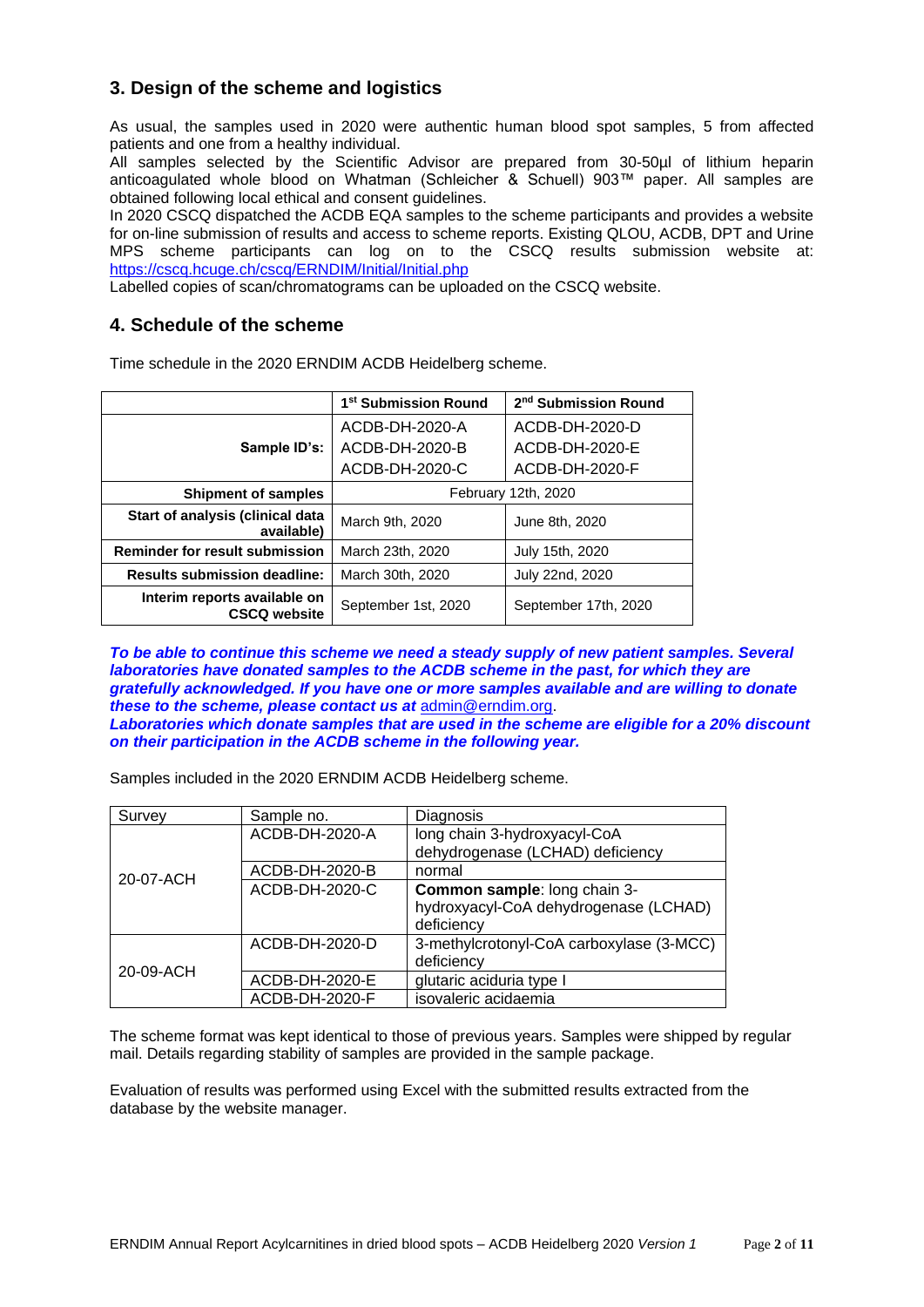## 3. Design of the scheme and logistics

As usual, the samples used in 2020 were authentic human blood spot samples, 5 from affected patients and one from a healthy individual.
All samples selected by the Scientific Advisor are prepared from 30-50µl of lithium heparin anticoagulated whole blood on Whatman (Schleicher & Schuell) 903™ paper. All samples are obtained following local ethical and consent guidelines.
In 2020 CSCQ dispatched the ACDB EQA samples to the scheme participants and provides a website for on-line submission of results and access to scheme reports. Existing QLOU, ACDB, DPT and Urine MPS scheme participants can log on to the CSCQ results submission website at: https://cscq.hcuge.ch/cscq/ERNDIM/Initial/Initial.php
Labelled copies of scan/chromatograms can be uploaded on the CSCQ website.

## 4. Schedule of the scheme

Time schedule in the 2020 ERNDIM ACDB Heidelberg scheme.

| | 1st Submission Round | 2nd Submission Round |
|---|---|---|
| **Sample ID's:** | ACDB-DH-2020-A<br>ACDB-DH-2020-B<br>ACDB-DH-2020-C | ACDB-DH-2020-D<br>ACDB-DH-2020-E<br>ACDB-DH-2020-F |
| **Shipment of samples** | February 12th, 2020 | |
| **Start of analysis (clinical data available)** | March 9th, 2020 | June 8th, 2020 |
| **Reminder for result submission** | March 23th, 2020 | July 15th, 2020 |
| **Results submission deadline:** | March 30th, 2020 | July 22nd, 2020 |
| **Interim reports available on CSCQ website** | September 1st, 2020 | September 17th, 2020 |

***To be able to continue this scheme we need a steady supply of new patient samples. Several laboratories have donated samples to the ACDB scheme in the past, for which they are gratefully acknowledged. If you have one or more samples available and are willing to donate these to the scheme, please contact us at*** admin@erndim.org.
***Laboratories which donate samples that are used in the scheme are eligible for a 20% discount on their participation in the ACDB scheme in the following year.***

Samples included in the 2020 ERNDIM ACDB Heidelberg scheme.

| Survey | Sample no. | Diagnosis |
|---|---|---|
| 20-07-ACH | ACDB-DH-2020-A | long chain 3-hydroxyacyl-CoA dehydrogenase (LCHAD) deficiency |
| | ACDB-DH-2020-B | normal |
| | ACDB-DH-2020-C | **Common sample**: long chain 3-hydroxyacyl-CoA dehydrogenase (LCHAD) deficiency |
| 20-09-ACH | ACDB-DH-2020-D | 3-methylcrotonyl-CoA carboxylase (3-MCC) deficiency |
| | ACDB-DH-2020-E | glutaric aciduria type I |
| | ACDB-DH-2020-F | isovaleric acidaemia |

The scheme format was kept identical to those of previous years. Samples were shipped by regular mail. Details regarding stability of samples are provided in the sample package.

Evaluation of results was performed using Excel with the submitted results extracted from the database by the website manager.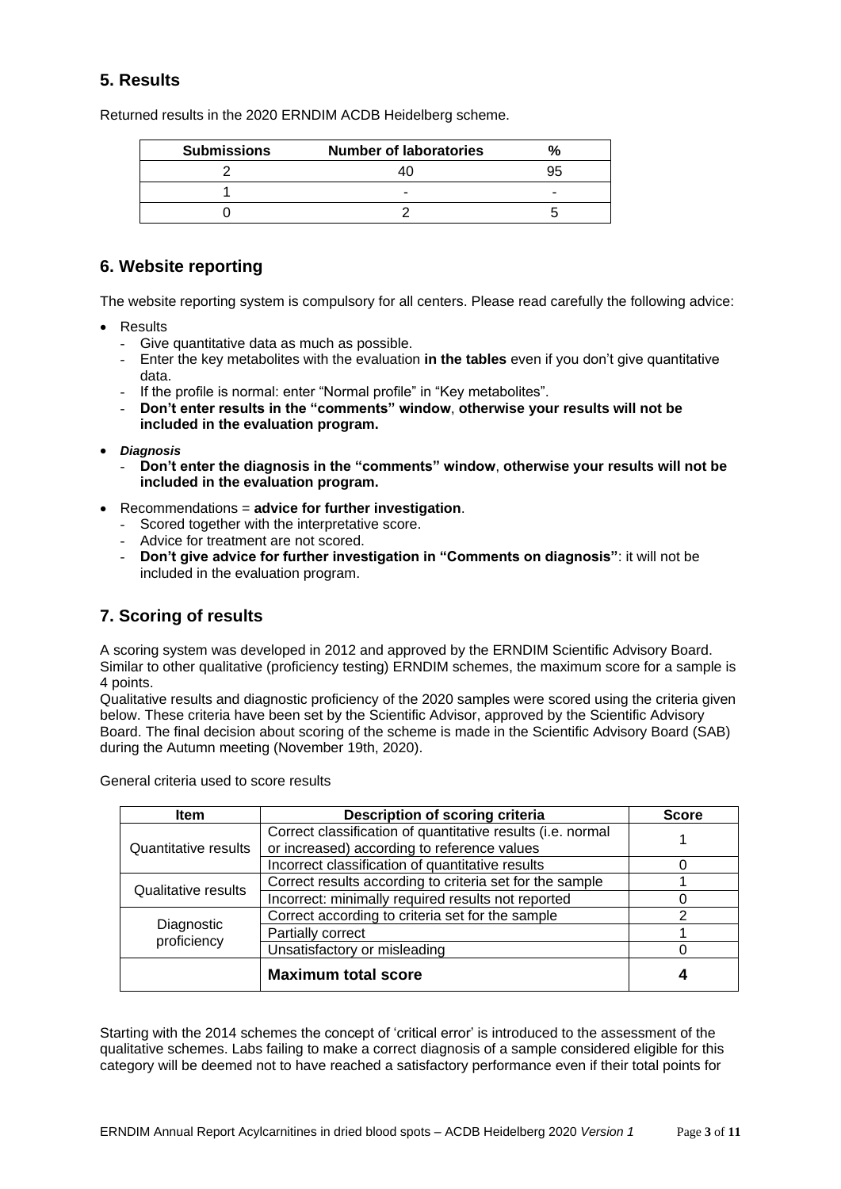## 5. Results

Returned results in the 2020 ERNDIM ACDB Heidelberg scheme.

| Submissions | Number of laboratories | % |
|---|---|---|
| 2 | 40 | 95 |
| 1 | - | - |
| 0 | 2 | 5 |

## 6. Website reporting

The website reporting system is compulsory for all centers. Please read carefully the following advice:

- Results
  - Give quantitative data as much as possible.
  - Enter the key metabolites with the evaluation **in the tables** even if you don't give quantitative data.
  - If the profile is normal: enter "Normal profile" in "Key metabolites".
  - **Don't enter results in the "comments" window**, **otherwise your results will not be included in the evaluation program.**
- ***Diagnosis***
  - **Don't enter the diagnosis in the "comments" window**, **otherwise your results will not be included in the evaluation program.**
- Recommendations = **advice for further investigation**.
  - Scored together with the interpretative score.
  - Advice for treatment are not scored.
  - **Don't give advice for further investigation in "Comments on diagnosis"**: it will not be included in the evaluation program.

## 7. Scoring of results

A scoring system was developed in 2012 and approved by the ERNDIM Scientific Advisory Board. Similar to other qualitative (proficiency testing) ERNDIM schemes, the maximum score for a sample is 4 points.

Qualitative results and diagnostic proficiency of the 2020 samples were scored using the criteria given below. These criteria have been set by the Scientific Advisor, approved by the Scientific Advisory Board. The final decision about scoring of the scheme is made in the Scientific Advisory Board (SAB) during the Autumn meeting (November 19th, 2020).

General criteria used to score results

| Item | Description of scoring criteria | Score |
|---|---|---|
| Quantitative results | Correct classification of quantitative results (i.e. normal or increased) according to reference values | 1 |
| | Incorrect classification of quantitative results | 0 |
| Qualitative results | Correct results according to criteria set for the sample | 1 |
| | Incorrect: minimally required results not reported | 0 |
| Diagnostic proficiency | Correct according to criteria set for the sample | 2 |
| | Partially correct | 1 |
| | Unsatisfactory or misleading | 0 |
| | **Maximum total score** | **4** |

Starting with the 2014 schemes the concept of 'critical error' is introduced to the assessment of the qualitative schemes. Labs failing to make a correct diagnosis of a sample considered eligible for this category will be deemed not to have reached a satisfactory performance even if their total points for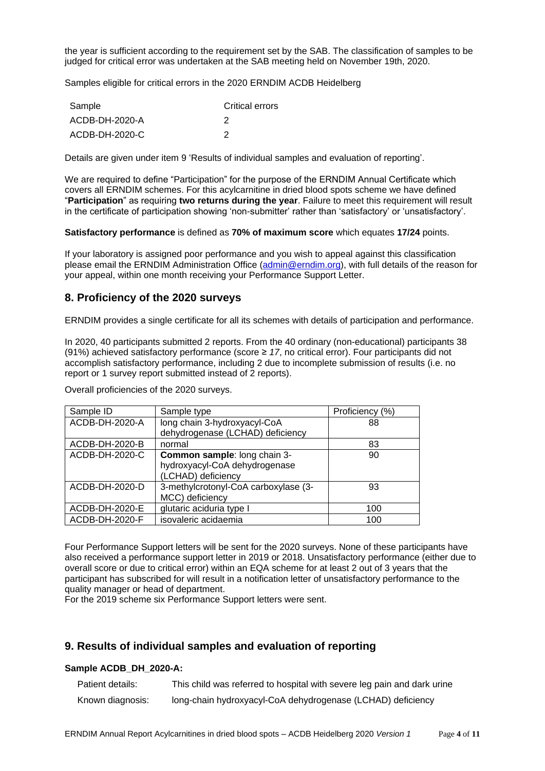the year is sufficient according to the requirement set by the SAB. The classification of samples to be judged for critical error was undertaken at the SAB meeting held on November 19th, 2020.

Samples eligible for critical errors in the 2020 ERNDIM ACDB Heidelberg

| Sample | Critical errors |
|---|---|
| ACDB-DH-2020-A | 2 |
| ACDB-DH-2020-C | 2 |

Details are given under item 9 'Results of individual samples and evaluation of reporting'.

We are required to define "Participation" for the purpose of the ERNDIM Annual Certificate which covers all ERNDIM schemes. For this acylcarnitine in dried blood spots scheme we have defined "**Participation**" as requiring **two returns during the year**. Failure to meet this requirement will result in the certificate of participation showing 'non-submitter' rather than 'satisfactory' or 'unsatisfactory'.

**Satisfactory performance** is defined as **70% of maximum score** which equates **17/24** points.

If your laboratory is assigned poor performance and you wish to appeal against this classification please email the ERNDIM Administration Office (admin@erndim.org), with full details of the reason for your appeal, within one month receiving your Performance Support Letter.

## 8. Proficiency of the 2020 surveys

ERNDIM provides a single certificate for all its schemes with details of participation and performance.

In 2020, 40 participants submitted 2 reports. From the 40 ordinary (non-educational) participants 38 (91%) achieved satisfactory performance (score ≥ *17*, no critical error). Four participants did not accomplish satisfactory performance, including 2 due to incomplete submission of results (i.e. no report or 1 survey report submitted instead of 2 reports).

Overall proficiencies of the 2020 surveys.

| Sample ID | Sample type | Proficiency (%) |
|---|---|---|
| ACDB-DH-2020-A | long chain 3-hydroxyacyl-CoA dehydrogenase (LCHAD) deficiency | 88 |
| ACDB-DH-2020-B | normal | 83 |
| ACDB-DH-2020-C | **Common sample**: long chain 3-hydroxyacyl-CoA dehydrogenase (LCHAD) deficiency | 90 |
| ACDB-DH-2020-D | 3-methylcrotonyl-CoA carboxylase (3-MCC) deficiency | 93 |
| ACDB-DH-2020-E | glutaric aciduria type I | 100 |
| ACDB-DH-2020-F | isovaleric acidaemia | 100 |

Four Performance Support letters will be sent for the 2020 surveys. None of these participants have also received a performance support letter in 2019 or 2018. Unsatisfactory performance (either due to overall score or due to critical error) within an EQA scheme for at least 2 out of 3 years that the participant has subscribed for will result in a notification letter of unsatisfactory performance to the quality manager or head of department.
For the 2019 scheme six Performance Support letters were sent.

## 9. Results of individual samples and evaluation of reporting

### Sample ACDB_DH_2020-A:

| | |
|---|---|
| Patient details: | This child was referred to hospital with severe leg pain and dark urine |
| Known diagnosis: | long-chain hydroxyacyl-CoA dehydrogenase (LCHAD) deficiency |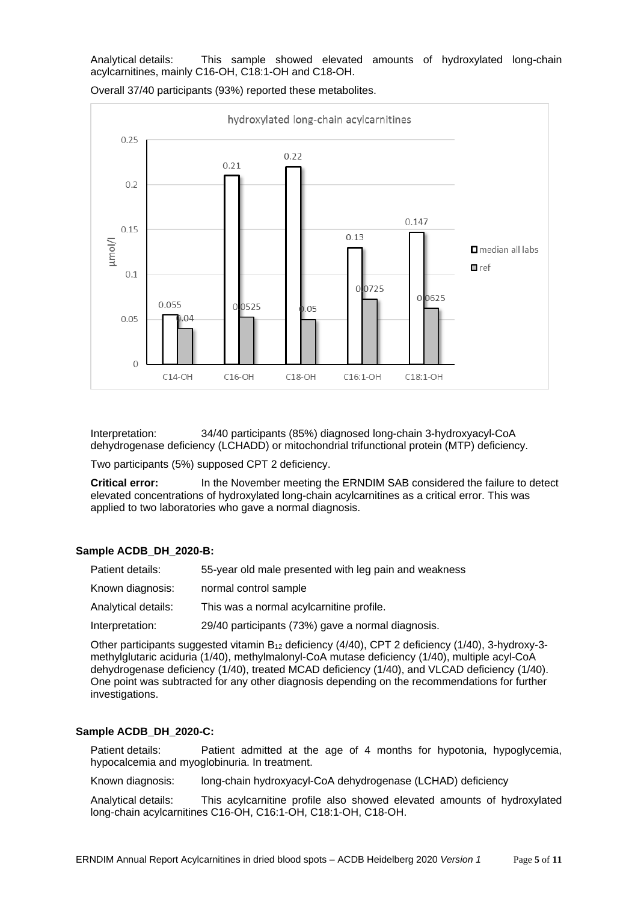Analytical details: This sample showed elevated amounts of hydroxylated long-chain acylcarnitines, mainly C16-OH, C18:1-OH and C18-OH.

Overall 37/40 participants (93%) reported these metabolites.

**hydroxylated long-chain acylcarnitines** (µmol/l)

| | C14-OH | C16-OH | C18-OH | C16:1-OH | C18:1-OH |
|---|---|---|---|---|---|
| median all labs | 0.055 | 0.21 | 0.22 | 0.13 | 0.147 |
| ref | 0.04 | 0.0525 | 0.05 | 0.0725 | 0.0625 |

Interpretation: 34/40 participants (85%) diagnosed long-chain 3-hydroxyacyl-CoA dehydrogenase deficiency (LCHADD) or mitochondrial trifunctional protein (MTP) deficiency.

Two participants (5%) supposed CPT 2 deficiency.

**Critical error:** In the November meeting the ERNDIM SAB considered the failure to detect elevated concentrations of hydroxylated long-chain acylcarnitines as a critical error. This was applied to two laboratories who gave a normal diagnosis.

### Sample ACDB_DH_2020-B:

Patient details: 55-year old male presented with leg pain and weakness

Known diagnosis: normal control sample

Analytical details: This was a normal acylcarnitine profile.

Interpretation: 29/40 participants (73%) gave a normal diagnosis.

Other participants suggested vitamin $B_{12}$ deficiency (4/40), CPT 2 deficiency (1/40), 3-hydroxy-3-methylglutaric aciduria (1/40), methylmalonyl-CoA mutase deficiency (1/40), multiple acyl-CoA dehydrogenase deficiency (1/40), treated MCAD deficiency (1/40), and VLCAD deficiency (1/40). One point was subtracted for any other diagnosis depending on the recommendations for further investigations.

### Sample ACDB_DH_2020-C:

Patient details: Patient admitted at the age of 4 months for hypotonia, hypoglycemia, hypocalcemia and myoglobinuria. In treatment.

Known diagnosis: long-chain hydroxyacyl-CoA dehydrogenase (LCHAD) deficiency

Analytical details: This acylcarnitine profile also showed elevated amounts of hydroxylated long-chain acylcarnitines C16-OH, C16:1-OH, C18:1-OH, C18-OH.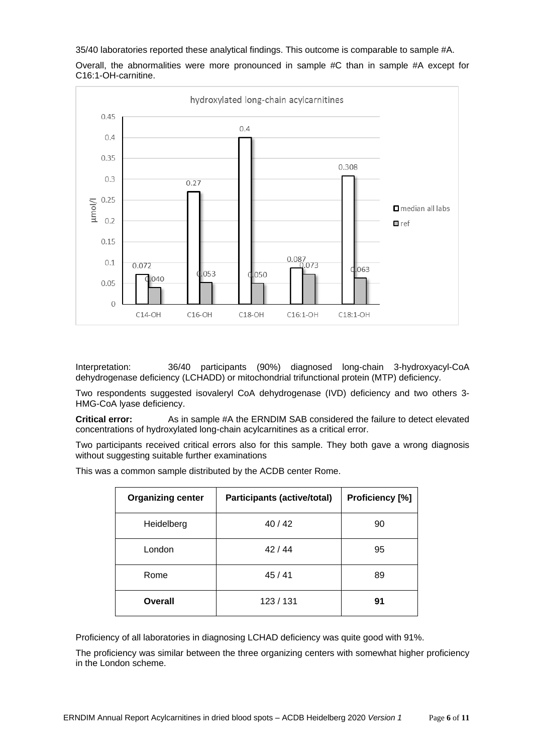35/40 laboratories reported these analytical findings. This outcome is comparable to sample #A.

Overall, the abnormalities were more pronounced in sample #C than in sample #A except for C16:1-OH-carnitine.

**hydroxylated long-chain acylcarnitines**

| µmol/l | C14-OH | C16-OH | C18-OH | C16:1-OH | C18:1-OH |
|---|---|---|---|---|---|
| median all labs | 0.072 | 0.27 | 0.4 | 0.087 | 0.308 |
| ref | 0.040 | 0.053 | 0.050 | 0.073 | 0.063 |

Interpretation: 36/40 participants (90%) diagnosed long-chain 3-hydroxyacyl-CoA dehydrogenase deficiency (LCHADD) or mitochondrial trifunctional protein (MTP) deficiency.

Two respondents suggested isovaleryl CoA dehydrogenase (IVD) deficiency and two others 3-HMG-CoA lyase deficiency.

**Critical error:** As in sample #A the ERNDIM SAB considered the failure to detect elevated concentrations of hydroxylated long-chain acylcarnitines as a critical error.

Two participants received critical errors also for this sample. They both gave a wrong diagnosis without suggesting suitable further examinations

This was a common sample distributed by the ACDB center Rome.

| Organizing center | Participants (active/total) | Proficiency [%] |
|---|---|---|
| Heidelberg | 40 / 42 | 90 |
| London | 42 / 44 | 95 |
| Rome | 45 / 41 | 89 |
| **Overall** | 123 / 131 | **91** |

Proficiency of all laboratories in diagnosing LCHAD deficiency was quite good with 91%.

The proficiency was similar between the three organizing centers with somewhat higher proficiency in the London scheme.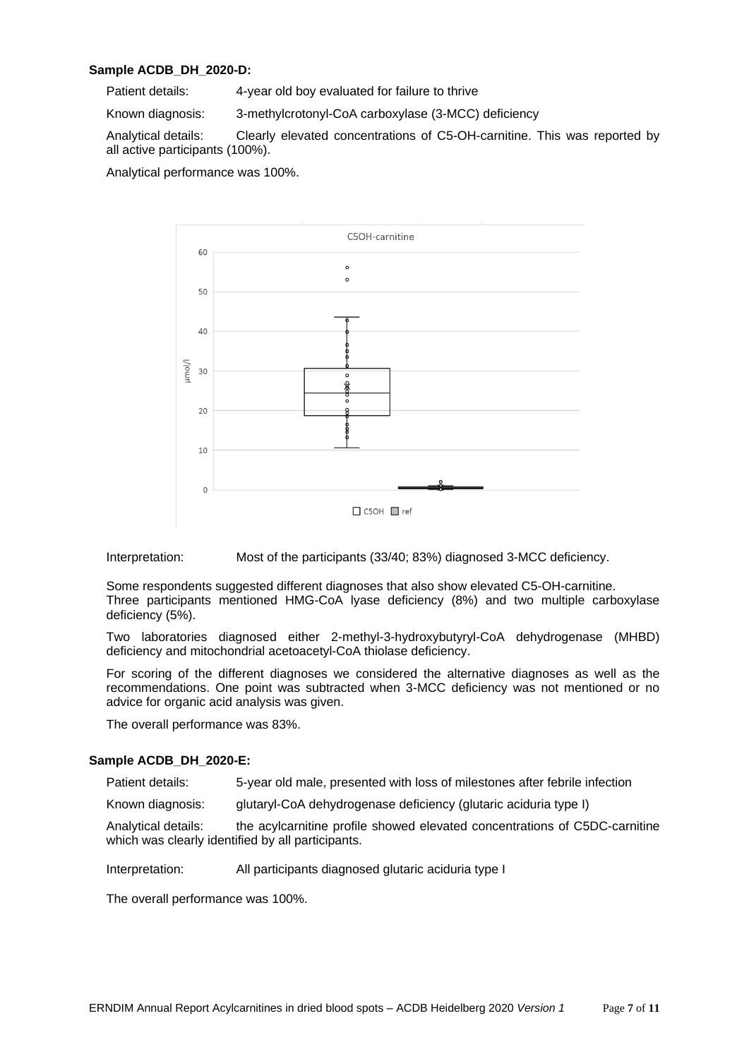**Sample ACDB_DH_2020-D:**

Patient details: 4-year old boy evaluated for failure to thrive

Known diagnosis: 3-methylcrotonyl-CoA carboxylase (3-MCC) deficiency

Analytical details: Clearly elevated concentrations of C5-OH-carnitine. This was reported by all active participants (100%).

Analytical performance was 100%.

Interpretation: Most of the participants (33/40; 83%) diagnosed 3-MCC deficiency.

Some respondents suggested different diagnoses that also show elevated C5-OH-carnitine. Three participants mentioned HMG-CoA lyase deficiency (8%) and two multiple carboxylase deficiency (5%).

Two laboratories diagnosed either 2-methyl-3-hydroxybutyryl-CoA dehydrogenase (MHBD) deficiency and mitochondrial acetoacetyl-CoA thiolase deficiency.

For scoring of the different diagnoses we considered the alternative diagnoses as well as the recommendations. One point was subtracted when 3-MCC deficiency was not mentioned or no advice for organic acid analysis was given.

The overall performance was 83%.

**Sample ACDB_DH_2020-E:**

Patient details: 5-year old male, presented with loss of milestones after febrile infection

Known diagnosis: glutaryl-CoA dehydrogenase deficiency (glutaric aciduria type I)

Analytical details: the acylcarnitine profile showed elevated concentrations of C5DC-carnitine which was clearly identified by all participants.

Interpretation: All participants diagnosed glutaric aciduria type I

The overall performance was 100%.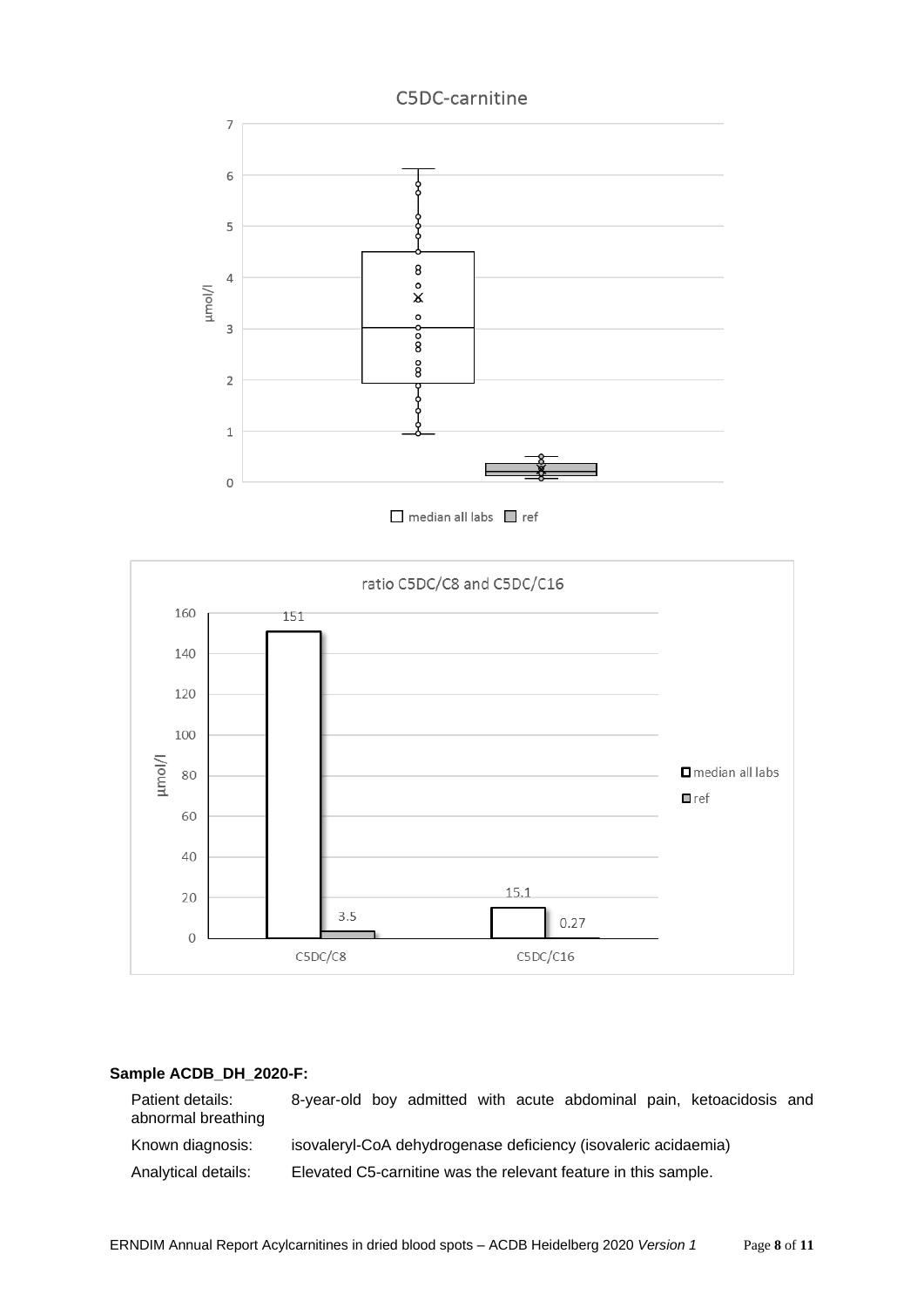**Sample ACDB_DH_2020-F:**

| | |
|---|---|
| Patient details: | 8-year-old boy admitted with acute abdominal pain, ketoacidosis and abnormal breathing |
| Known diagnosis: | isovaleryl-CoA dehydrogenase deficiency (isovaleric acidaemia) |
| Analytical details: | Elevated C5-carnitine was the relevant feature in this sample. |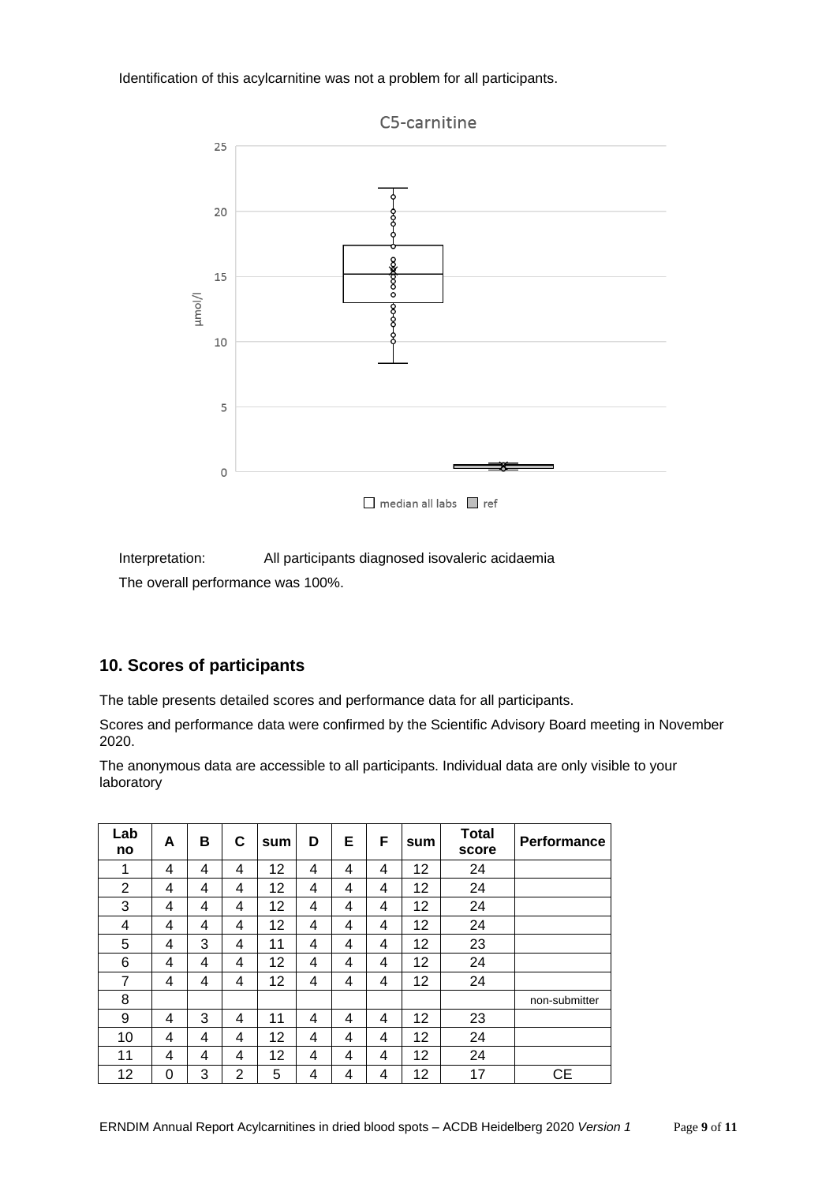Identification of this acylcarnitine was not a problem for all participants.

Interpretation: All participants diagnosed isovaleric acidaemia

The overall performance was 100%.

## 10. Scores of participants

The table presents detailed scores and performance data for all participants.

Scores and performance data were confirmed by the Scientific Advisory Board meeting in November 2020.

The anonymous data are accessible to all participants. Individual data are only visible to your laboratory

| Lab no | A | B | C | sum | D | E | F | sum | Total score | Performance |
|---|---|---|---|---|---|---|---|---|---|---|
| 1 | 4 | 4 | 4 | 12 | 4 | 4 | 4 | 12 | 24 | |
| 2 | 4 | 4 | 4 | 12 | 4 | 4 | 4 | 12 | 24 | |
| 3 | 4 | 4 | 4 | 12 | 4 | 4 | 4 | 12 | 24 | |
| 4 | 4 | 4 | 4 | 12 | 4 | 4 | 4 | 12 | 24 | |
| 5 | 4 | 3 | 4 | 11 | 4 | 4 | 4 | 12 | 23 | |
| 6 | 4 | 4 | 4 | 12 | 4 | 4 | 4 | 12 | 24 | |
| 7 | 4 | 4 | 4 | 12 | 4 | 4 | 4 | 12 | 24 | |
| 8 | | | | | | | | | | non-submitter |
| 9 | 4 | 3 | 4 | 11 | 4 | 4 | 4 | 12 | 23 | |
| 10 | 4 | 4 | 4 | 12 | 4 | 4 | 4 | 12 | 24 | |
| 11 | 4 | 4 | 4 | 12 | 4 | 4 | 4 | 12 | 24 | |
| 12 | 0 | 3 | 2 | 5 | 4 | 4 | 4 | 12 | 17 | CE |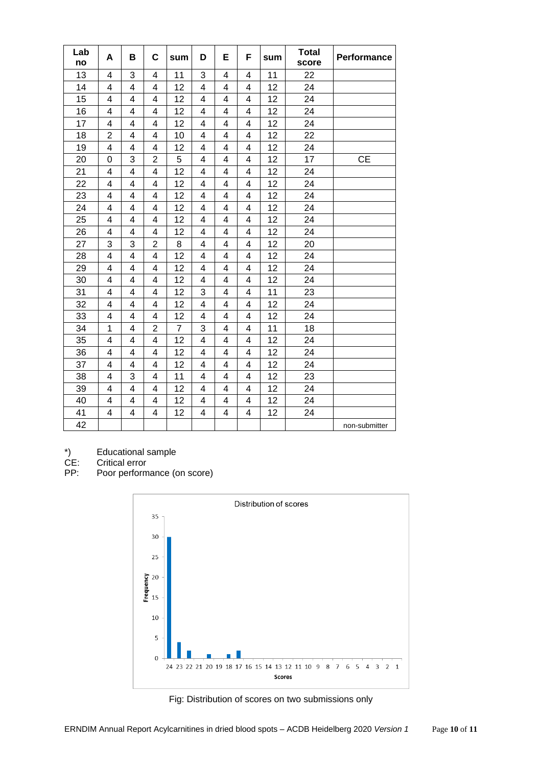| Lab no | A | B | C | sum | D | E | F | sum | Total score | Performance |
|---|---|---|---|---|---|---|---|---|---|---|
| 13 | 4 | 3 | 4 | 11 | 3 | 4 | 4 | 11 | 22 | |
| 14 | 4 | 4 | 4 | 12 | 4 | 4 | 4 | 12 | 24 | |
| 15 | 4 | 4 | 4 | 12 | 4 | 4 | 4 | 12 | 24 | |
| 16 | 4 | 4 | 4 | 12 | 4 | 4 | 4 | 12 | 24 | |
| 17 | 4 | 4 | 4 | 12 | 4 | 4 | 4 | 12 | 24 | |
| 18 | 2 | 4 | 4 | 10 | 4 | 4 | 4 | 12 | 22 | |
| 19 | 4 | 4 | 4 | 12 | 4 | 4 | 4 | 12 | 24 | |
| 20 | 0 | 3 | 2 | 5 | 4 | 4 | 4 | 12 | 17 | CE |
| 21 | 4 | 4 | 4 | 12 | 4 | 4 | 4 | 12 | 24 | |
| 22 | 4 | 4 | 4 | 12 | 4 | 4 | 4 | 12 | 24 | |
| 23 | 4 | 4 | 4 | 12 | 4 | 4 | 4 | 12 | 24 | |
| 24 | 4 | 4 | 4 | 12 | 4 | 4 | 4 | 12 | 24 | |
| 25 | 4 | 4 | 4 | 12 | 4 | 4 | 4 | 12 | 24 | |
| 26 | 4 | 4 | 4 | 12 | 4 | 4 | 4 | 12 | 24 | |
| 27 | 3 | 3 | 2 | 8 | 4 | 4 | 4 | 12 | 20 | |
| 28 | 4 | 4 | 4 | 12 | 4 | 4 | 4 | 12 | 24 | |
| 29 | 4 | 4 | 4 | 12 | 4 | 4 | 4 | 12 | 24 | |
| 30 | 4 | 4 | 4 | 12 | 4 | 4 | 4 | 12 | 24 | |
| 31 | 4 | 4 | 4 | 12 | 3 | 4 | 4 | 11 | 23 | |
| 32 | 4 | 4 | 4 | 12 | 4 | 4 | 4 | 12 | 24 | |
| 33 | 4 | 4 | 4 | 12 | 4 | 4 | 4 | 12 | 24 | |
| 34 | 1 | 4 | 2 | 7 | 3 | 4 | 4 | 11 | 18 | |
| 35 | 4 | 4 | 4 | 12 | 4 | 4 | 4 | 12 | 24 | |
| 36 | 4 | 4 | 4 | 12 | 4 | 4 | 4 | 12 | 24 | |
| 37 | 4 | 4 | 4 | 12 | 4 | 4 | 4 | 12 | 24 | |
| 38 | 4 | 3 | 4 | 11 | 4 | 4 | 4 | 12 | 23 | |
| 39 | 4 | 4 | 4 | 12 | 4 | 4 | 4 | 12 | 24 | |
| 40 | 4 | 4 | 4 | 12 | 4 | 4 | 4 | 12 | 24 | |
| 41 | 4 | 4 | 4 | 12 | 4 | 4 | 4 | 12 | 24 | |
| 42 | | | | | | | | | | non-submitter |

*) Educational sample
CE: Critical error
PP: Poor performance (on score)

Fig: Distribution of scores on two submissions only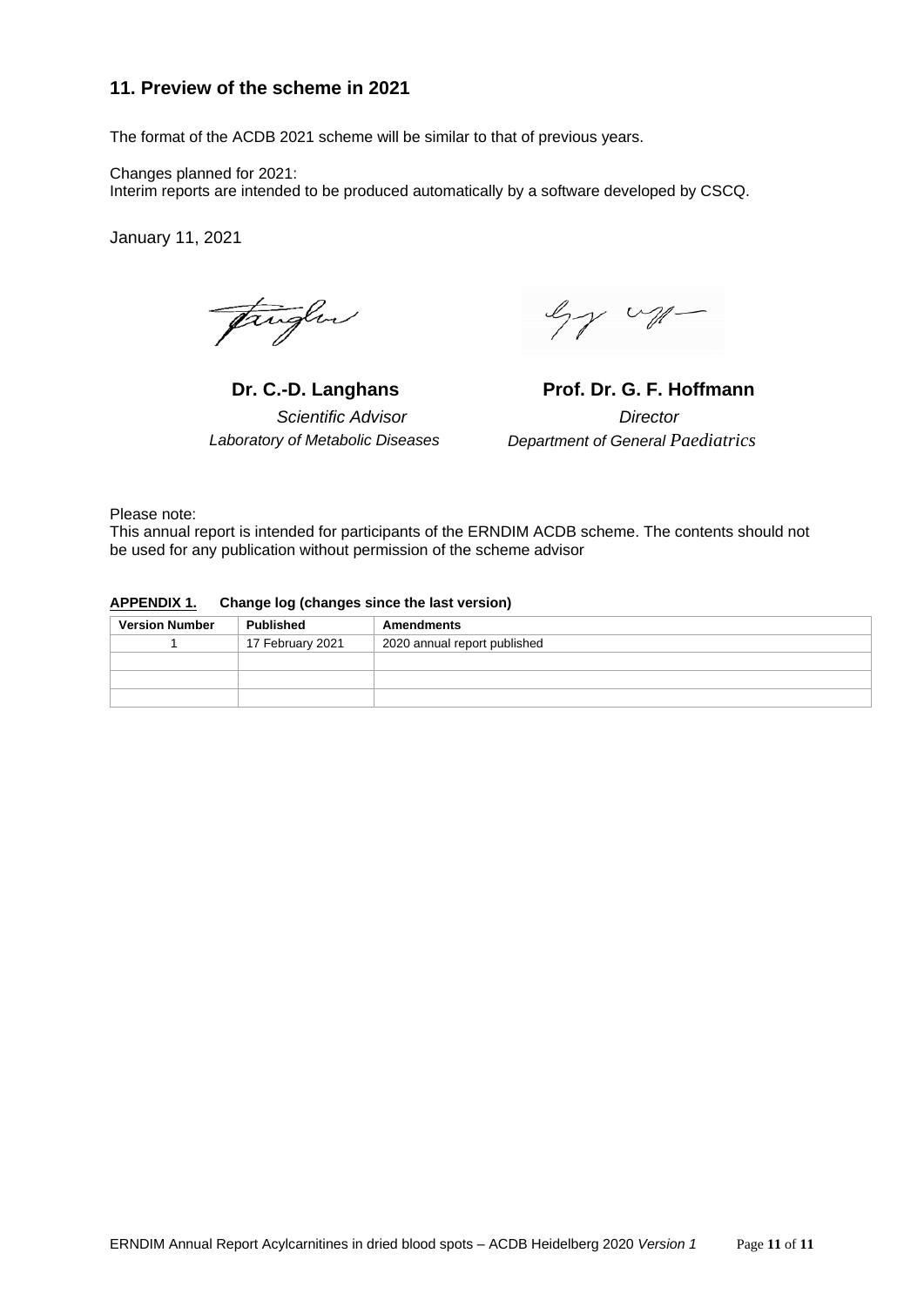## 11. Preview of the scheme in 2021

The format of the ACDB 2021 scheme will be similar to that of previous years.

Changes planned for 2021:
Interim reports are intended to be produced automatically by a software developed by CSCQ.

January 11, 2021

**Dr. C.-D. Langhans**
*Scientific Advisor*
*Laboratory of Metabolic Diseases*

**Prof. Dr. G. F. Hoffmann**
*Director*
*Department of General Paediatrics*

Please note:
This annual report is intended for participants of the ERNDIM ACDB scheme. The contents should not be used for any publication without permission of the scheme advisor

**APPENDIX 1.** **Change log (changes since the last version)**

| Version Number | Published | Amendments |
|---|---|---|
| 1 | 17 February 2021 | 2020 annual report published |
| | | |
| | | |
| | | |